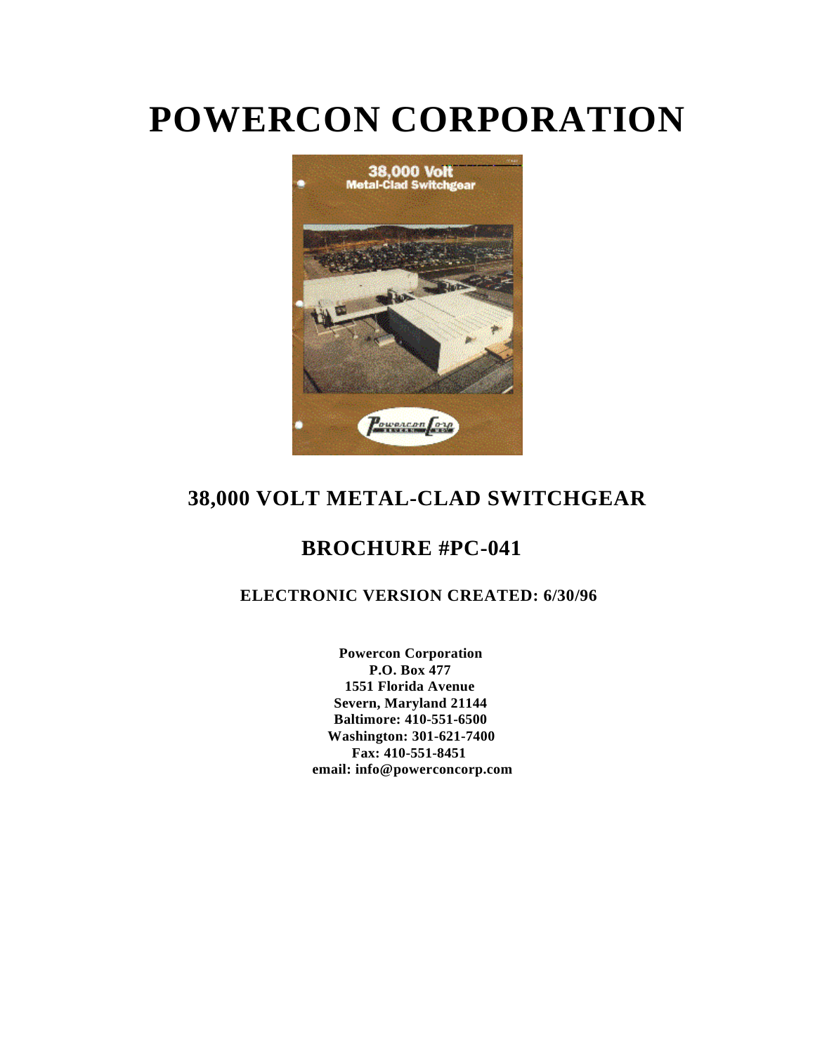# POWERCON CORPORATION

## 38,000 VOLT METAL-CLAD SWITCHGEAR

## BROCHURE #PC-041

### ELECTRONIC VERSION CREATED: 6/30/96

**Powercon Corporation**
**P.O. Box 477**
**1551 Florida Avenue**
**Severn, Maryland 21144**
**Baltimore: 410-551-6500**
**Washington: 301-621-7400**
**Fax: 410-551-8451**
**email: info@powerconcorp.com**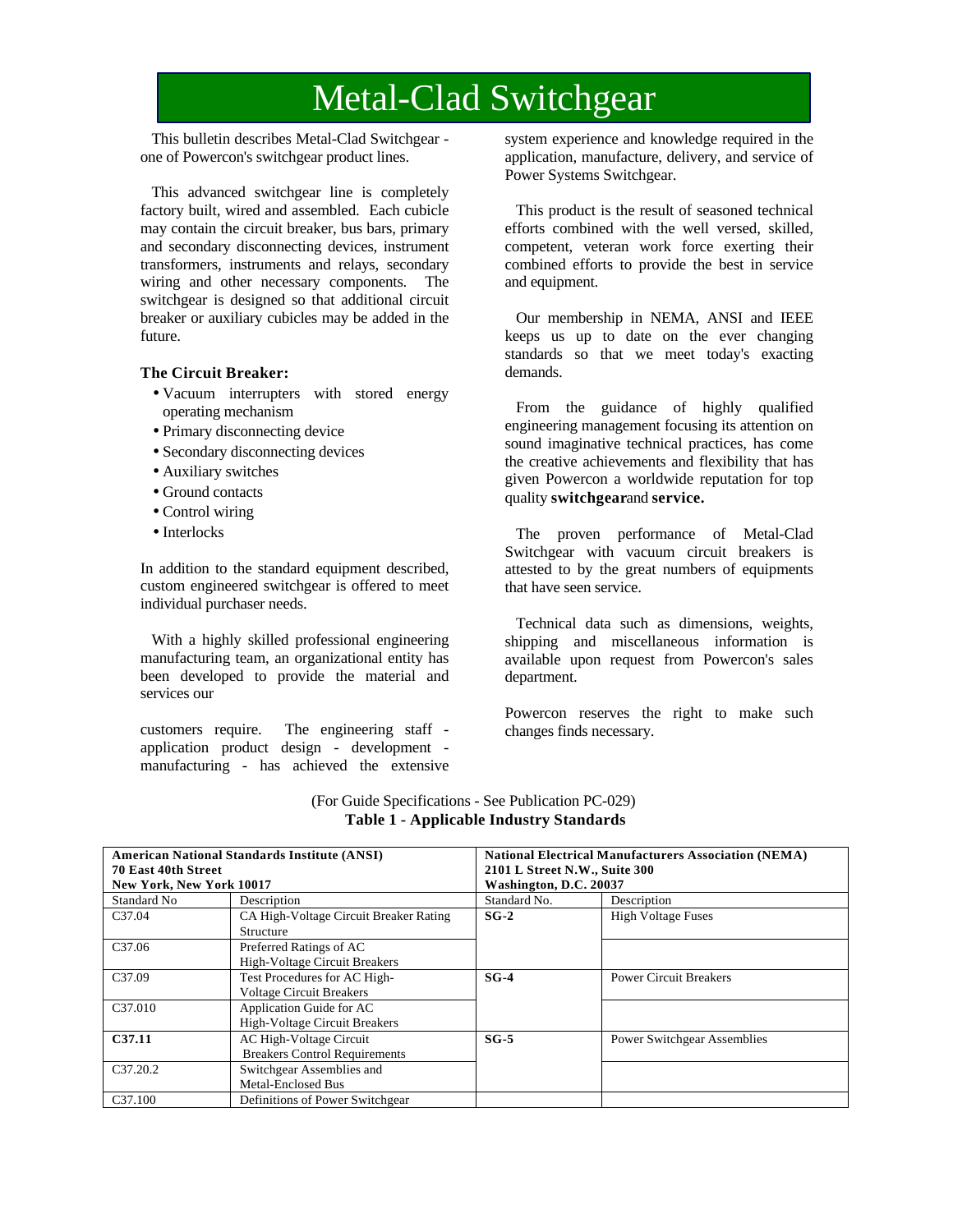# Metal-Clad Switchgear

This bulletin describes Metal-Clad Switchgear - one of Powercon's switchgear product lines.

This advanced switchgear line is completely factory built, wired and assembled. Each cubicle may contain the circuit breaker, bus bars, primary and secondary disconnecting devices, instrument transformers, instruments and relays, secondary wiring and other necessary components. The switchgear is designed so that additional circuit breaker or auxiliary cubicles may be added in the future.

**The Circuit Breaker:**

- Vacuum interrupters with stored energy operating mechanism
- Primary disconnecting device
- Secondary disconnecting devices
- Auxiliary switches
- Ground contacts
- Control wiring
- Interlocks

In addition to the standard equipment described, custom engineered switchgear is offered to meet individual purchaser needs.

With a highly skilled professional engineering manufacturing team, an organizational entity has been developed to provide the material and services our

customers require. The engineering staff - application product design - development - manufacturing - has achieved the extensive system experience and knowledge required in the application, manufacture, delivery, and service of Power Systems Switchgear.

This product is the result of seasoned technical efforts combined with the well versed, skilled, competent, veteran work force exerting their combined efforts to provide the best in service and equipment.

Our membership in NEMA, ANSI and IEEE keeps us up to date on the ever changing standards so that we meet today's exacting demands.

From the guidance of highly qualified engineering management focusing its attention on sound imaginative technical practices, has come the creative achievements and flexibility that has given Powercon a worldwide reputation for top quality **switchgear**and **service.**

The proven performance of Metal-Clad Switchgear with vacuum circuit breakers is attested to by the great numbers of equipments that have seen service.

Technical data such as dimensions, weights, shipping and miscellaneous information is available upon request from Powercon's sales department.

Powercon reserves the right to make such changes finds necessary.

(For Guide Specifications - See Publication PC-029)

**Table 1 - Applicable Industry Standards**

| **American National Standards Institute (ANSI)<br>70 East 40th Street<br>New York, New York 10017** | | **National Electrical Manufacturers Association (NEMA)<br>2101 L Street N.W., Suite 300<br>Washington, D.C. 20037** | |
|---|---|---|---|
| Standard No | Description | Standard No. | Description |
| C37.04 | CA High-Voltage Circuit Breaker Rating Structure | **SG-2** | High Voltage Fuses |
| C37.06 | Preferred Ratings of AC High-Voltage Circuit Breakers | | |
| C37.09 | Test Procedures for AC High-Voltage Circuit Breakers | **SG-4** | Power Circuit Breakers |
| C37.010 | Application Guide for AC High-Voltage Circuit Breakers | | |
| **C37.11** | AC High-Voltage Circuit Breakers Control Requirements | **SG-5** | Power Switchgear Assemblies |
| C37.20.2 | Switchgear Assemblies and Metal-Enclosed Bus | | |
| C37.100 | Definitions of Power Switchgear | | |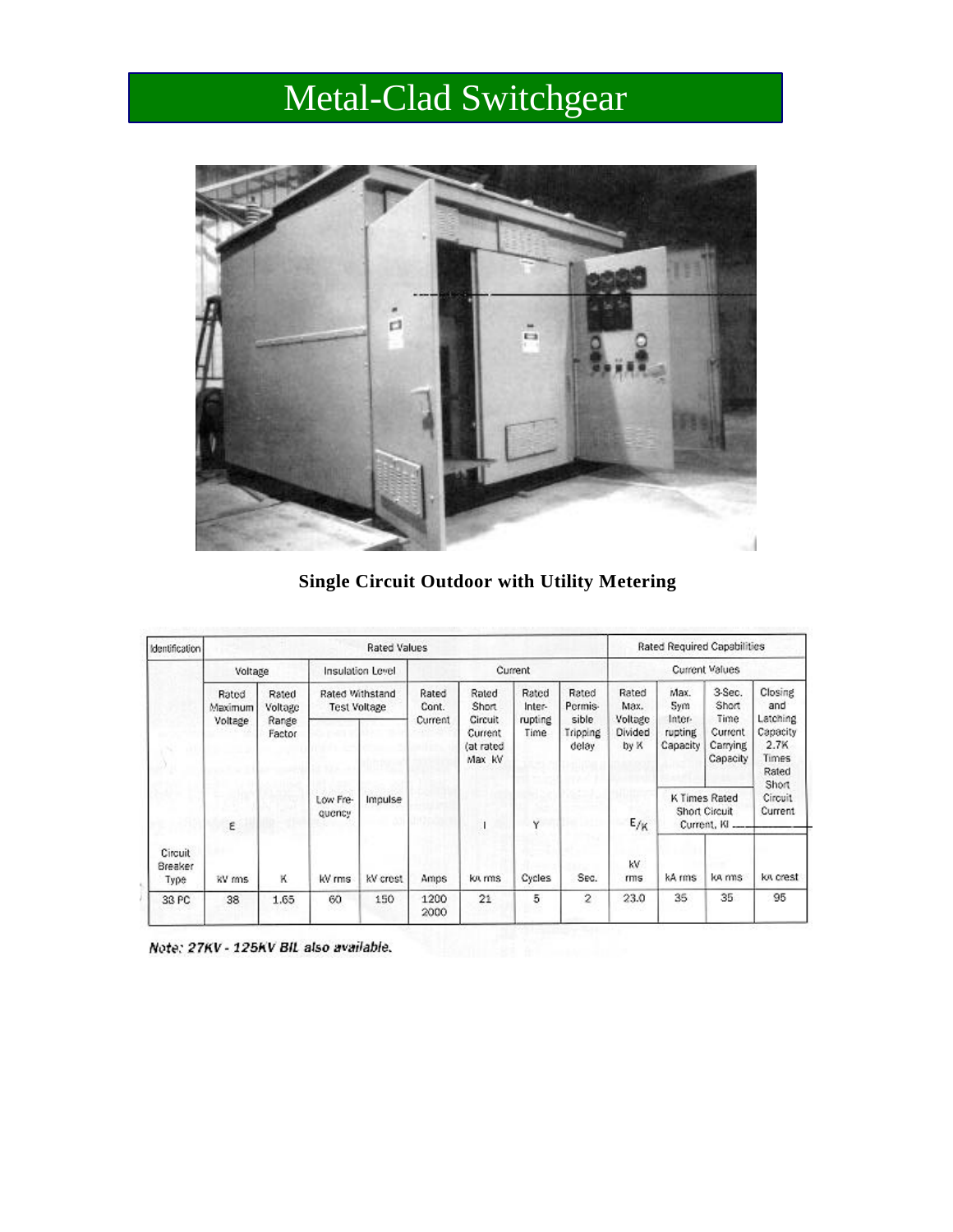# Metal-Clad Switchgear

**Single Circuit Outdoor with Utility Metering**

| Identification | Rated Values | | | | | | | | Rated Required Capabilities | | | |
|---|---|---|---|---|---|---|---|---|---|---|---|---|
| | Voltage | | Insulation Level | | Current | | | | Current Values | | | |
| | Rated Maximum Voltage | Rated Voltage Range Factor | Rated Withstand Test Voltage | | Rated Cont. Current | Rated Short Circuit Current (at rated Max kV | Rated Interrupting Time | Rated Permissible Tripping delay | Rated Max. Voltage Divided by K | Max. Sym Interrupting Capacity | 3-Sec. Short Time Current Carrying Capacity | Closing and Latching Capacity 2.7K Times Rated Short Circuit Current |
| | E | | Low Frequency | Impulse | | I | Y | | E/K | K Times Rated Short Circuit Current, KI | | |
| Circuit Breaker Type | kV rms | K | kV rms | kV crest | Amps | kA rms | Cycles | Sec. | kV rms | kA rms | kA rms | kA crest |
| 38 PC | 38 | 1.65 | 60 | 150 | 1200 2000 | 21 | 5 | 2 | 23.0 | 35 | 35 | 95 |

*Note: 27KV - 125KV BIL also available.*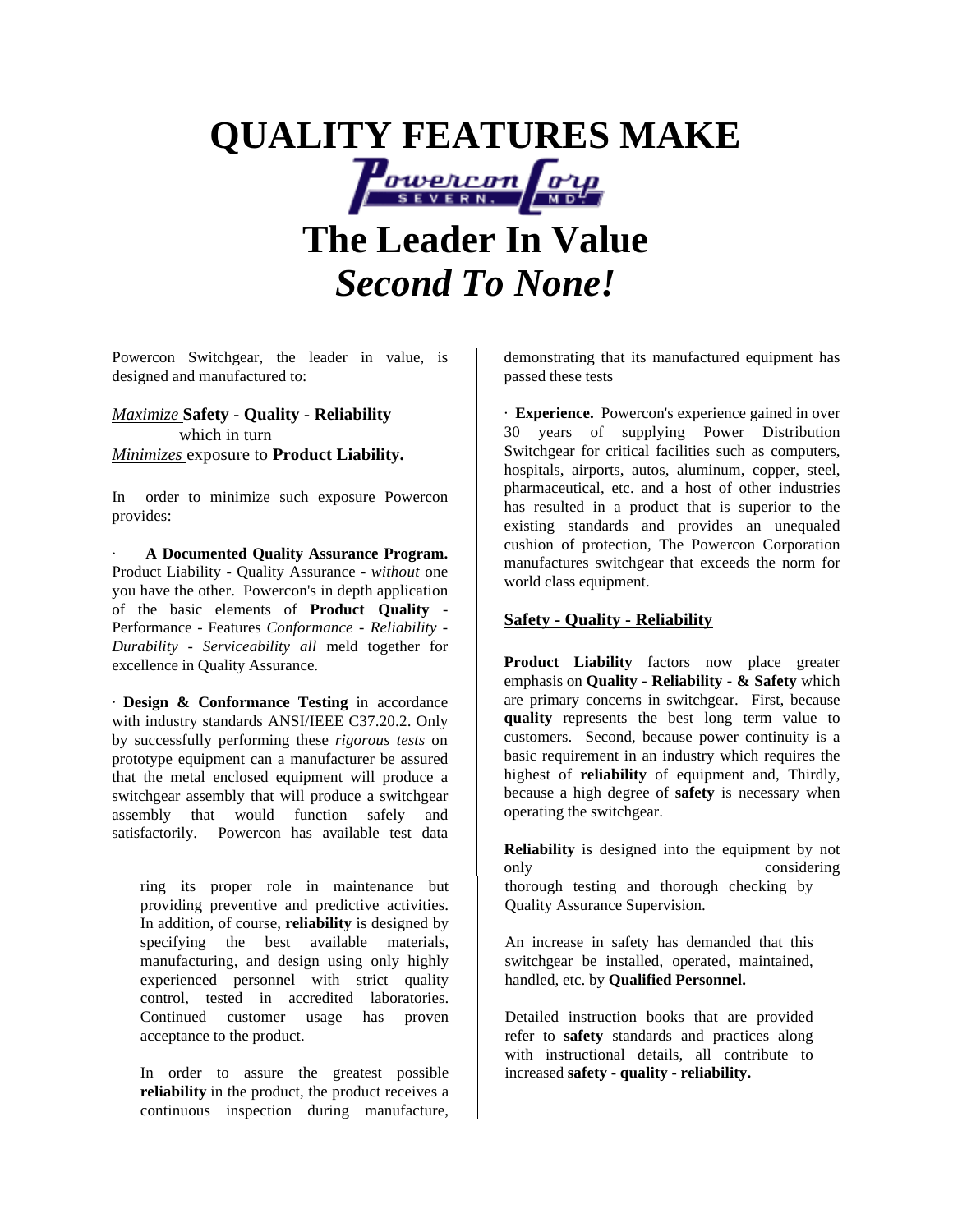# QUALITY FEATURES MAKE

Powercon Corp SEVERN. MD.

# The Leader In Value
# *Second To None!*

Powercon Switchgear, the leader in value, is designed and manufactured to:

*Maximize* **Safety - Quality - Reliability**
which in turn
*Minimizes* exposure to **Product Liability.**

In order to minimize such exposure Powercon provides:

· **A Documented Quality Assurance Program.** Product Liability - Quality Assurance - *without* one you have the other. Powercon's in depth application of the basic elements of **Product Quality** - Performance - Features *Conformance - Reliability - Durability - Serviceability all* meld together for excellence in Quality Assurance.

· **Design & Conformance Testing** in accordance with industry standards ANSI/IEEE C37.20.2. Only by successfully performing these *rigorous tests* on prototype equipment can a manufacturer be assured that the metal enclosed equipment will produce a switchgear assembly that will produce a switchgear assembly that would function safely and satisfactorily. Powercon has available test data demonstrating that its manufactured equipment has passed these tests

· **Experience.** Powercon's experience gained in over 30 years of supplying Power Distribution Switchgear for critical facilities such as computers, hospitals, airports, autos, aluminum, copper, steel, pharmaceutical, etc. and a host of other industries has resulted in a product that is superior to the existing standards and provides an unequaled cushion of protection, The Powercon Corporation manufactures switchgear that exceeds the norm for world class equipment.

## Safety - Quality - Reliability

**Product Liability** factors now place greater emphasis on **Quality - Reliability - & Safety** which are primary concerns in switchgear. First, because **quality** represents the best long term value to customers. Second, because power continuity is a basic requirement in an industry which requires the highest of **reliability** of equipment and, Thirdly, because a high degree of **safety** is necessary when operating the switchgear.

**Reliability** is designed into the equipment by not only considering

ring its proper role in maintenance but providing preventive and predictive activities. In addition, of course, **reliability** is designed by specifying the best available materials, manufacturing, and design using only highly experienced personnel with strict quality control, tested in accredited laboratories. Continued customer usage has proven acceptance to the product.

In order to assure the greatest possible **reliability** in the product, the product receives a continuous inspection during manufacture, thorough testing and thorough checking by Quality Assurance Supervision.

An increase in safety has demanded that this switchgear be installed, operated, maintained, handled, etc. by **Qualified Personnel.**

Detailed instruction books that are provided refer to **safety** standards and practices along with instructional details, all contribute to increased **safety - quality - reliability.**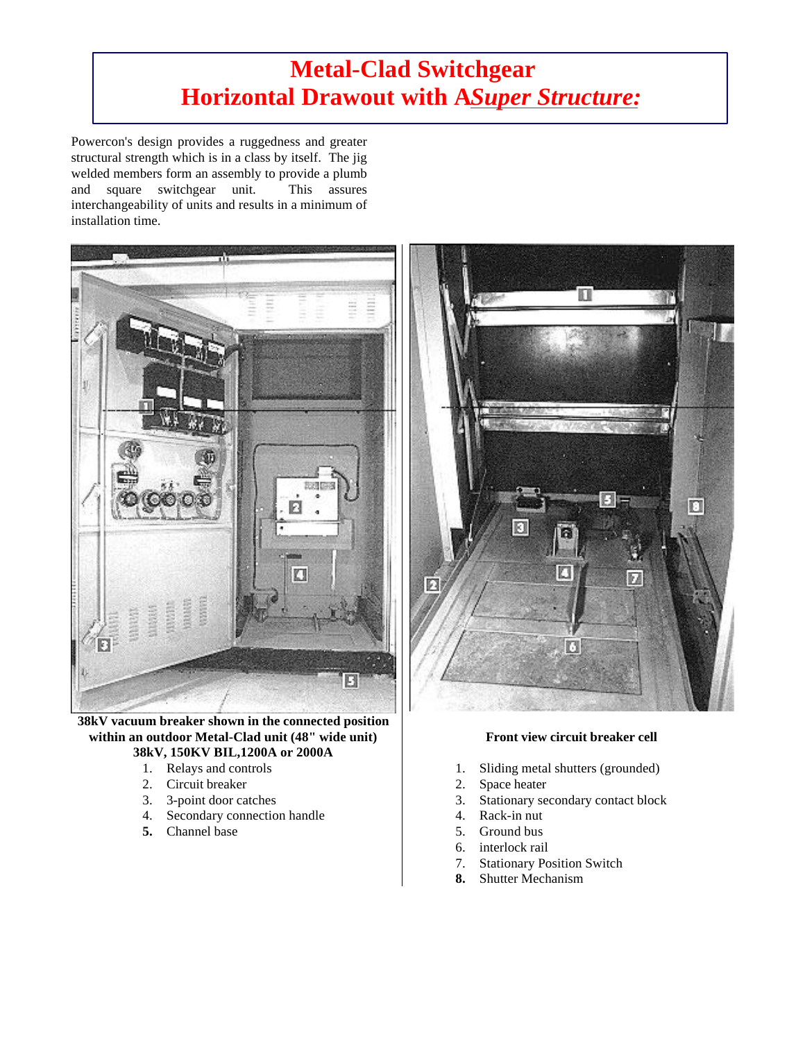# Metal-Clad Switchgear
# Horizontal Drawout with A *Super Structure:*

Powercon's design provides a ruggedness and greater structural strength which is in a class by itself. The jig welded members form an assembly to provide a plumb and square switchgear unit. This assures interchangeability of units and results in a minimum of installation time.

**38kV vacuum breaker shown in the connected position within an outdoor Metal-Clad unit (48" wide unit) 38kV, 150KV BIL,1200A or 2000A**

1. Relays and controls
2. Circuit breaker
3. 3-point door catches
4. Secondary connection handle
5. Channel base

**Front view circuit breaker cell**

1. Sliding metal shutters (grounded)
2. Space heater
3. Stationary secondary contact block
4. Rack-in nut
5. Ground bus
6. interlock rail
7. Stationary Position Switch
8. Shutter Mechanism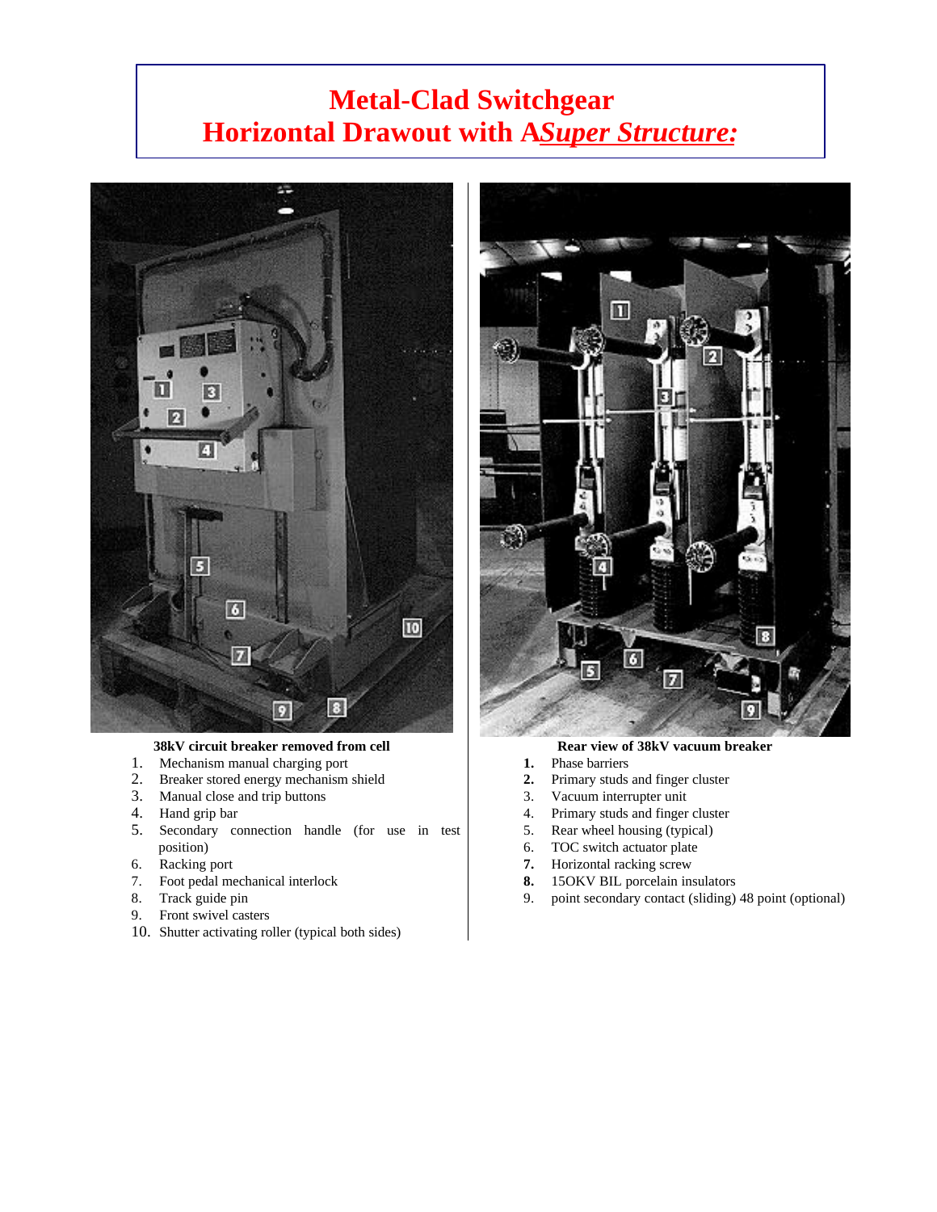# Metal-Clad Switchgear
# Horizontal Drawout with A*Super Structure:*

**38kV circuit breaker removed from cell**

1. Mechanism manual charging port
2. Breaker stored energy mechanism shield
3. Manual close and trip buttons
4. Hand grip bar
5. Secondary connection handle (for use in test position)
6. Racking port
7. Foot pedal mechanical interlock
8. Track guide pin
9. Front swivel casters
10. Shutter activating roller (typical both sides)

**Rear view of 38kV vacuum breaker**

1. Phase barriers
2. Primary studs and finger cluster
3. Vacuum interrupter unit
4. Primary studs and finger cluster
5. Rear wheel housing (typical)
6. TOC switch actuator plate
7. Horizontal racking screw
8. 15OKV BIL porcelain insulators
9. point secondary contact (sliding) 48 point (optional)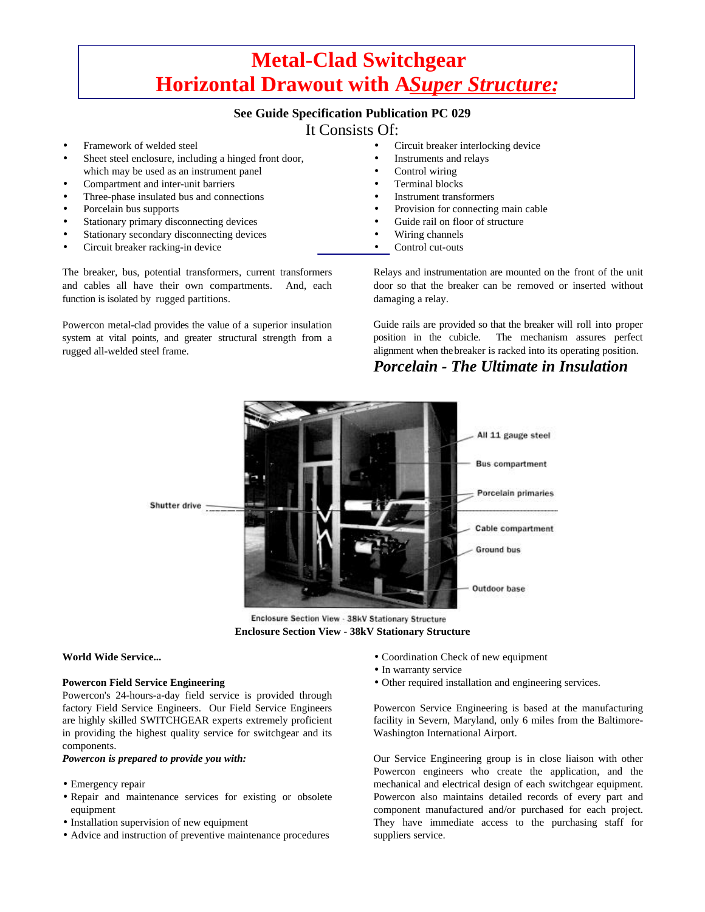# Metal-Clad Switchgear
# Horizontal Drawout with A*Super Structure:*

**See Guide Specification Publication PC 029**

It Consists Of:

- Framework of welded steel
- Sheet steel enclosure, including a hinged front door, which may be used as an instrument panel
- Compartment and inter-unit barriers
- Three-phase insulated bus and connections
- Porcelain bus supports
- Stationary primary disconnecting devices
- Stationary secondary disconnecting devices
- Circuit breaker racking-in device
- Circuit breaker interlocking device
- Instruments and relays
- Control wiring
- Terminal blocks
- Instrument transformers
- Provision for connecting main cable
- Guide rail on floor of structure
- Wiring channels
- Control cut-outs

The breaker, bus, potential transformers, current transformers and cables all have their own compartments. And, each function is isolated by rugged partitions.

Powercon metal-clad provides the value of a superior insulation system at vital points, and greater structural strength from a rugged all-welded steel frame.

Relays and instrumentation are mounted on the front of the unit door so that the breaker can be removed or inserted without damaging a relay.

Guide rails are provided so that the breaker will roll into proper position in the cubicle. The mechanism assures perfect alignment when the breaker is racked into its operating position.

## *Porcelain - The Ultimate in Insulation*

Shutter drive

All 11 gauge steel

Bus compartment

Porcelain primaries

Cable compartment

Ground bus

Outdoor base

Enclosure Section View - 38kV Stationary Structure

**Enclosure Section View - 38kV Stationary Structure**

**World Wide Service...**

**Powercon Field Service Engineering**

Powercon's 24-hours-a-day field service is provided through factory Field Service Engineers. Our Field Service Engineers are highly skilled SWITCHGEAR experts extremely proficient in providing the highest quality service for switchgear and its components.

***Powercon is prepared to provide you with:***

- Emergency repair
- Repair and maintenance services for existing or obsolete equipment
- Installation supervision of new equipment
- Advice and instruction of preventive maintenance procedures
- Coordination Check of new equipment
- In warranty service
- Other required installation and engineering services.

Powercon Service Engineering is based at the manufacturing facility in Severn, Maryland, only 6 miles from the Baltimore-Washington International Airport.

Our Service Engineering group is in close liaison with other Powercon engineers who create the application, and the mechanical and electrical design of each switchgear equipment. Powercon also maintains detailed records of every part and component manufactured and/or purchased for each project. They have immediate access to the purchasing staff for suppliers service.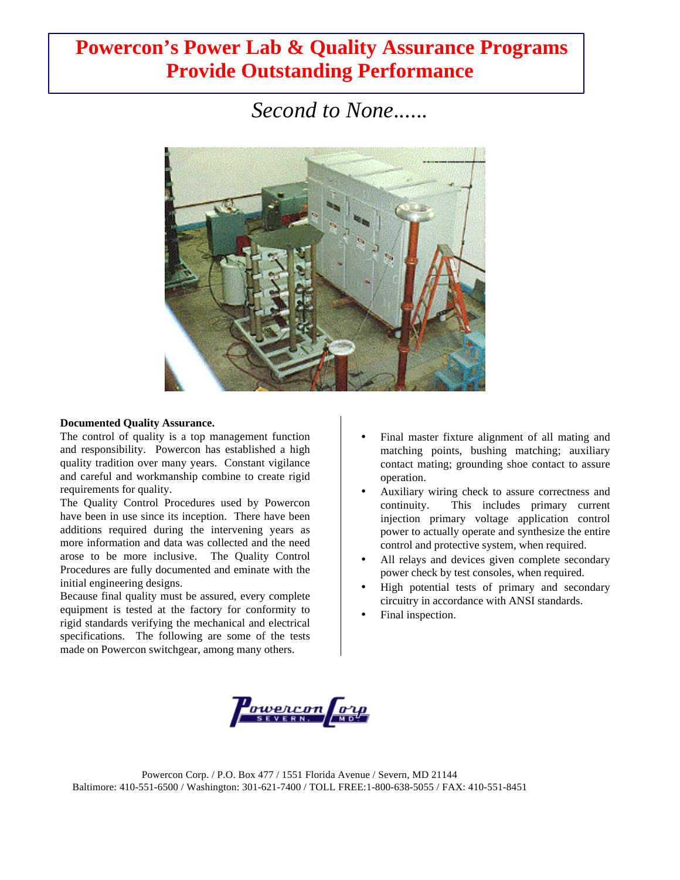# Powercon's Power Lab & Quality Assurance Programs Provide Outstanding Performance

*Second to None......*

**Documented Quality Assurance.**

The control of quality is a top management function and responsibility. Powercon has established a high quality tradition over many years. Constant vigilance and careful and workmanship combine to create rigid requirements for quality.

The Quality Control Procedures used by Powercon have been in use since its inception. There have been additions required during the intervening years as more information and data was collected and the need arose to be more inclusive. The Quality Control Procedures are fully documented and eminate with the initial engineering designs.

Because final quality must be assured, every complete equipment is tested at the factory for conformity to rigid standards verifying the mechanical and electrical specifications. The following are some of the tests made on Powercon switchgear, among many others.

- Final master fixture alignment of all mating and matching points, bushing matching; auxiliary contact mating; grounding shoe contact to assure operation.
- Auxiliary wiring check to assure correctness and continuity. This includes primary current injection primary voltage application control power to actually operate and synthesize the entire control and protective system, when required.
- All relays and devices given complete secondary power check by test consoles, when required.
- High potential tests of primary and secondary circuitry in accordance with ANSI standards.
- Final inspection.

Powercon Corp
SEVERN, MD.

Powercon Corp. / P.O. Box 477 / 1551 Florida Avenue / Severn, MD 21144
Baltimore: 410-551-6500 / Washington: 301-621-7400 / TOLL FREE:1-800-638-5055 / FAX: 410-551-8451